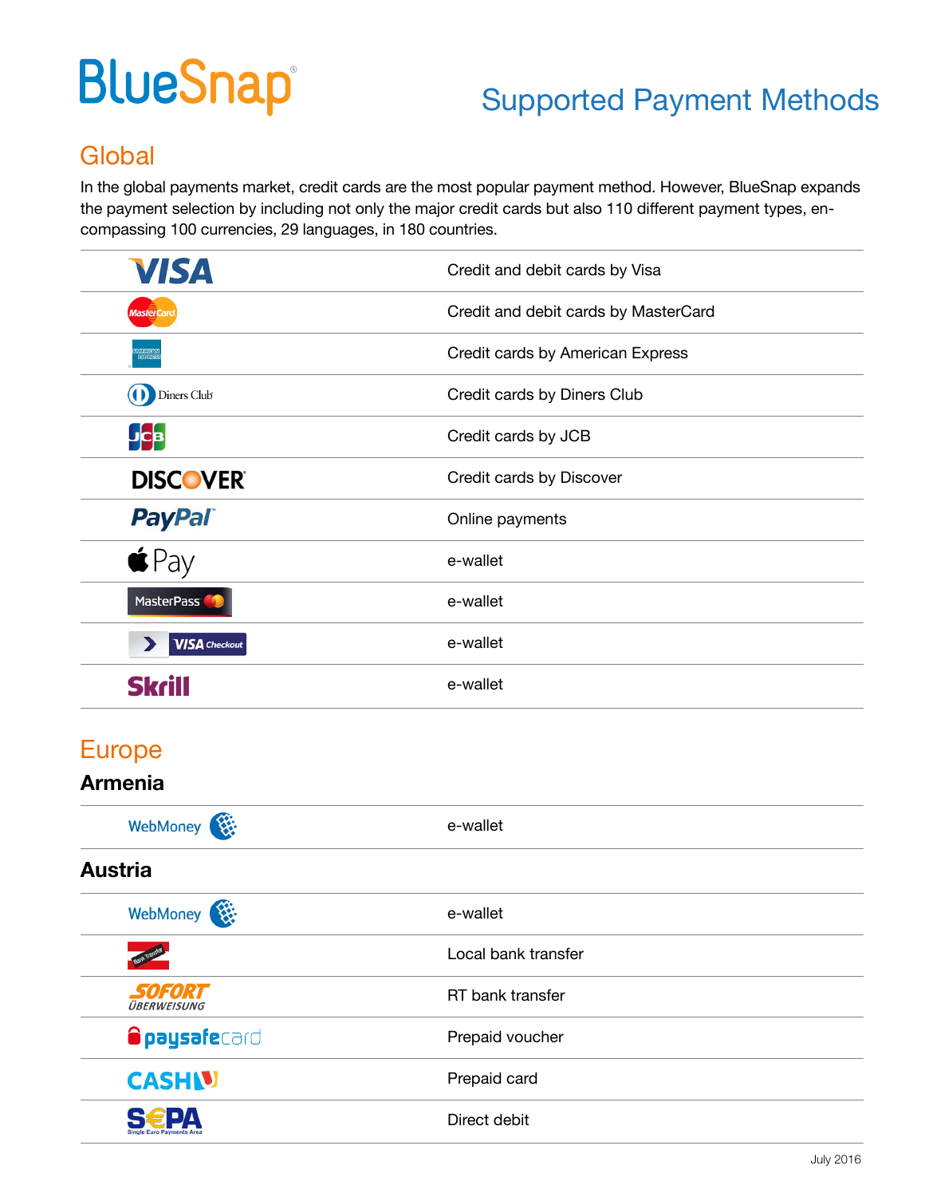# BlueSnap

## Supported Payment Methods

## Global

In the global payments market, credit cards are the most popular payment method. However, BlueSnap expands the payment selection by including not only the major credit cards but also 110 different payment types, encompassing 100 currencies, 29 languages, in 180 countries.

| | |
|---|---|
| VISA | Credit and debit cards by Visa |
| MasterCard | Credit and debit cards by MasterCard |
| American Express | Credit cards by American Express |
| Diners Club | Credit cards by Diners Club |
| JCB | Credit cards by JCB |
| DISCOVER | Credit cards by Discover |
| PayPal | Online payments |
| Apple Pay | e-wallet |
| MasterPass | e-wallet |
| VISA Checkout | e-wallet |
| Skrill | e-wallet |

## Europe

### Armenia

| | |
|---|---|
| WebMoney | e-wallet |

### Austria

| | |
|---|---|
| WebMoney | e-wallet |
| Bank Transfer | Local bank transfer |
| SOFORT ÜBERWEISUNG | RT bank transfer |
| paysafecard | Prepaid voucher |
| CASHU | Prepaid card |
| SEPA Single Euro Payments Area | Direct debit |

July 2016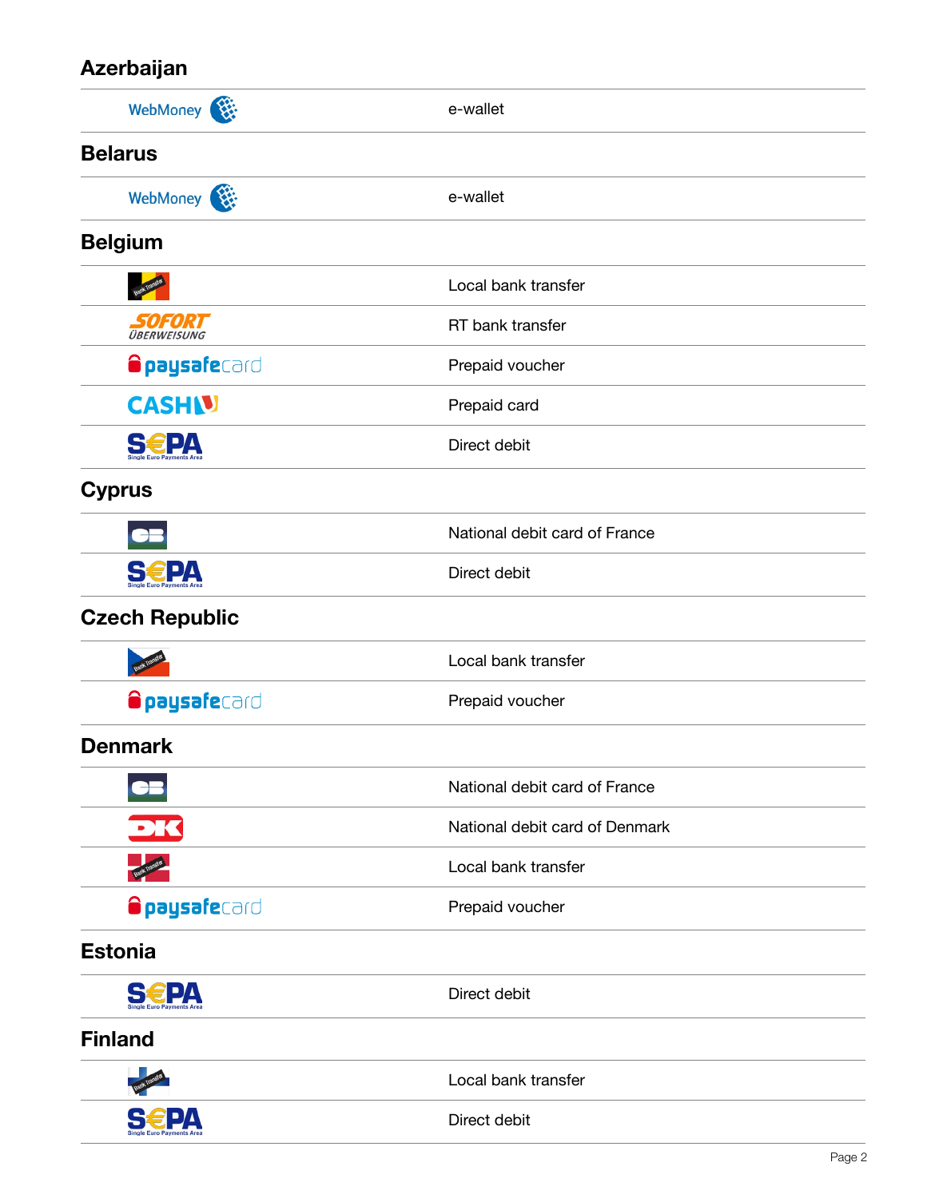## Azerbaijan

| | |
|---|---|
| WebMoney | e-wallet |

## Belarus

| | |
|---|---|
| WebMoney | e-wallet |

## Belgium

| | |
|---|---|
| Bank Transfer | Local bank transfer |
| SOFORT ÜBERWEISUNG | RT bank transfer |
| paysafecard | Prepaid voucher |
| CASHU | Prepaid card |
| SEPA Single Euro Payments Area | Direct debit |

## Cyprus

| | |
|---|---|
| CB | National debit card of France |
| SEPA Single Euro Payments Area | Direct debit |

## Czech Republic

| | |
|---|---|
| Bank Transfer | Local bank transfer |
| paysafecard | Prepaid voucher |

## Denmark

| | |
|---|---|
| CB | National debit card of France |
| DK | National debit card of Denmark |
| Bank Transfer | Local bank transfer |
| paysafecard | Prepaid voucher |

## Estonia

| | |
|---|---|
| SEPA Single Euro Payments Area | Direct debit |

## Finland

| | |
|---|---|
| Bank Transfer | Local bank transfer |
| SEPA Single Euro Payments Area | Direct debit |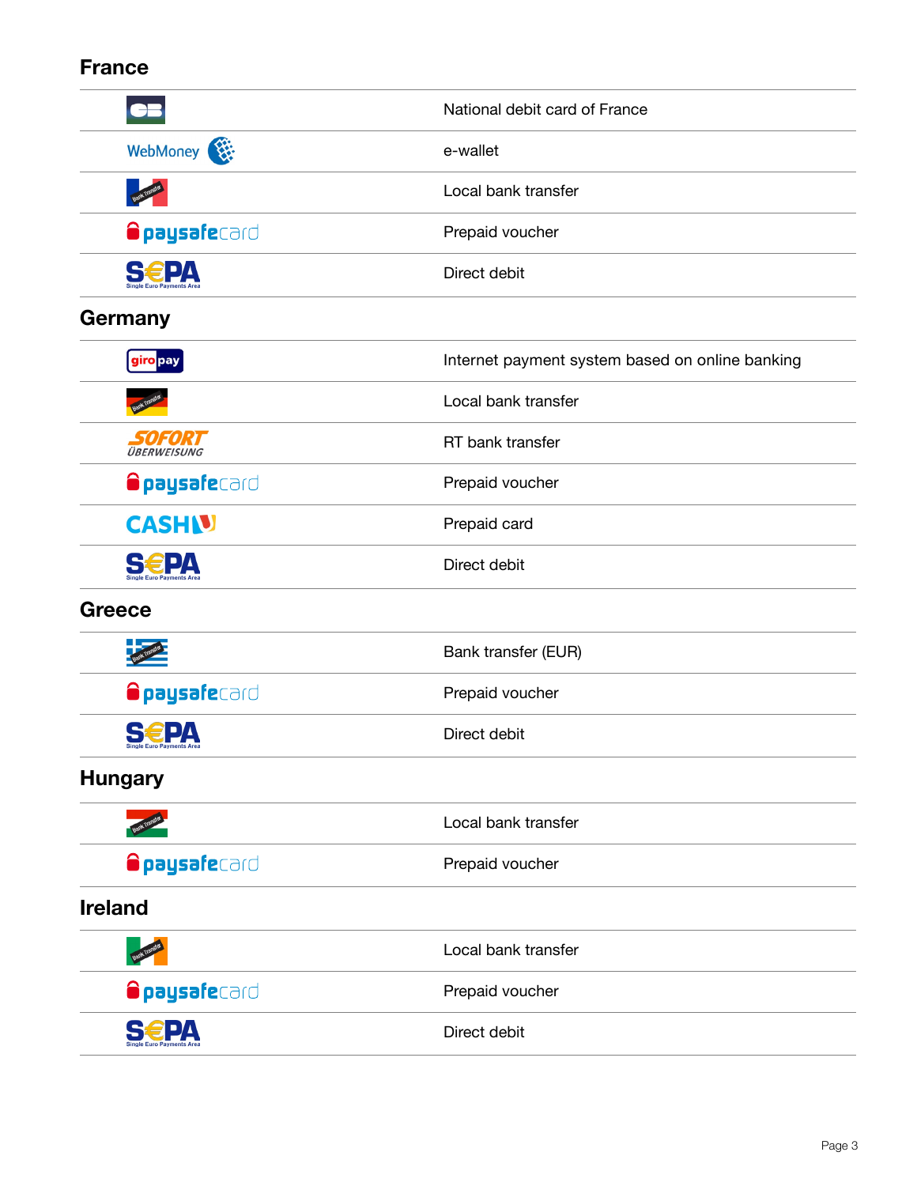## France

| | |
|---|---|
| CB | National debit card of France |
| WebMoney | e-wallet |
| Bank Transfer | Local bank transfer |
| paysafecard | Prepaid voucher |
| SEPA Single Euro Payments Area | Direct debit |

## Germany

| | |
|---|---|
| giropay | Internet payment system based on online banking |
| Bank Transfer | Local bank transfer |
| SOFORT ÜBERWEISUNG | RT bank transfer |
| paysafecard | Prepaid voucher |
| CASH-U | Prepaid card |
| SEPA Single Euro Payments Area | Direct debit |

## Greece

| | |
|---|---|
| Bank Transfer | Bank transfer (EUR) |
| paysafecard | Prepaid voucher |
| SEPA Single Euro Payments Area | Direct debit |

## Hungary

| | |
|---|---|
| Bank Transfer | Local bank transfer |
| paysafecard | Prepaid voucher |

## Ireland

| | |
|---|---|
| Bank Transfer | Local bank transfer |
| paysafecard | Prepaid voucher |
| SEPA Single Euro Payments Area | Direct debit |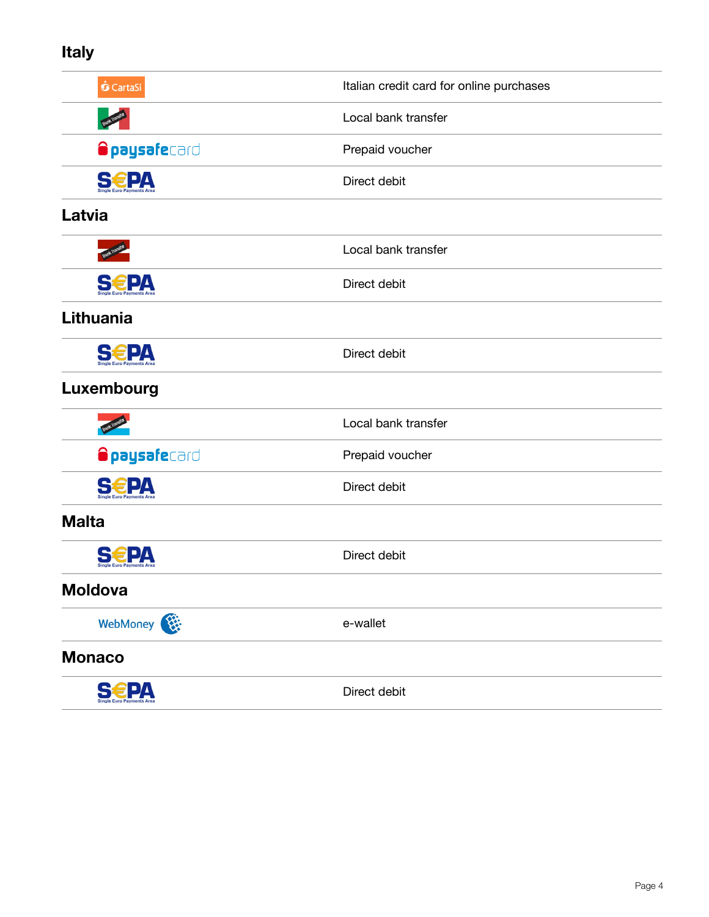## Italy

| | |
|---|---|
| CartaSi | Italian credit card for online purchases |
| Bank Transfer | Local bank transfer |
| paysafecard | Prepaid voucher |
| SEPA Single Euro Payments Area | Direct debit |

## Latvia

| | |
|---|---|
| Bank Transfer | Local bank transfer |
| SEPA Single Euro Payments Area | Direct debit |

## Lithuania

| | |
|---|---|
| SEPA Single Euro Payments Area | Direct debit |

## Luxembourg

| | |
|---|---|
| Bank Transfer | Local bank transfer |
| paysafecard | Prepaid voucher |
| SEPA Single Euro Payments Area | Direct debit |

## Malta

| | |
|---|---|
| SEPA Single Euro Payments Area | Direct debit |

## Moldova

| | |
|---|---|
| WebMoney | e-wallet |

## Monaco

| | |
|---|---|
| SEPA Single Euro Payments Area | Direct debit |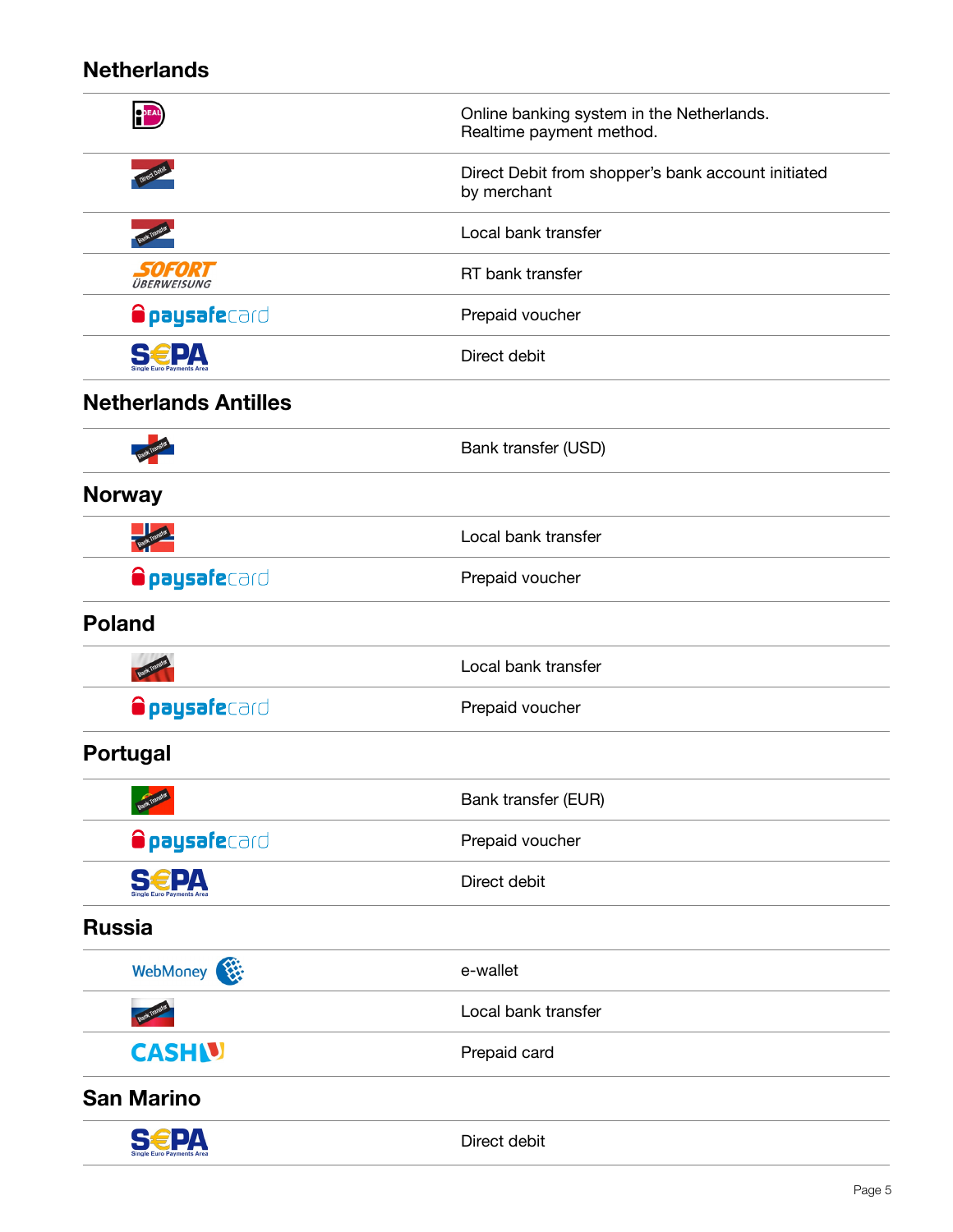## Netherlands

| | |
|---|---|
| iDEAL | Online banking system in the Netherlands. Realtime payment method. |
| Direct Debit | Direct Debit from shopper's bank account initiated by merchant |
| Bank Transfer | Local bank transfer |
| SOFORT ÜBERWEISUNG | RT bank transfer |
| paysafecard | Prepaid voucher |
| SEPA Single Euro Payments Area | Direct debit |

## Netherlands Antilles

| | |
|---|---|
| Bank Transfer | Bank transfer (USD) |

## Norway

| | |
|---|---|
| Bank Transfer | Local bank transfer |
| paysafecard | Prepaid voucher |

## Poland

| | |
|---|---|
| Bank Transfer | Local bank transfer |
| paysafecard | Prepaid voucher |

## Portugal

| | |
|---|---|
| Bank Transfer | Bank transfer (EUR) |
| paysafecard | Prepaid voucher |
| SEPA Single Euro Payments Area | Direct debit |

## Russia

| | |
|---|---|
| WebMoney | e-wallet |
| Bank Transfer | Local bank transfer |
| CASHU | Prepaid card |

## San Marino

| | |
|---|---|
| SEPA Single Euro Payments Area | Direct debit |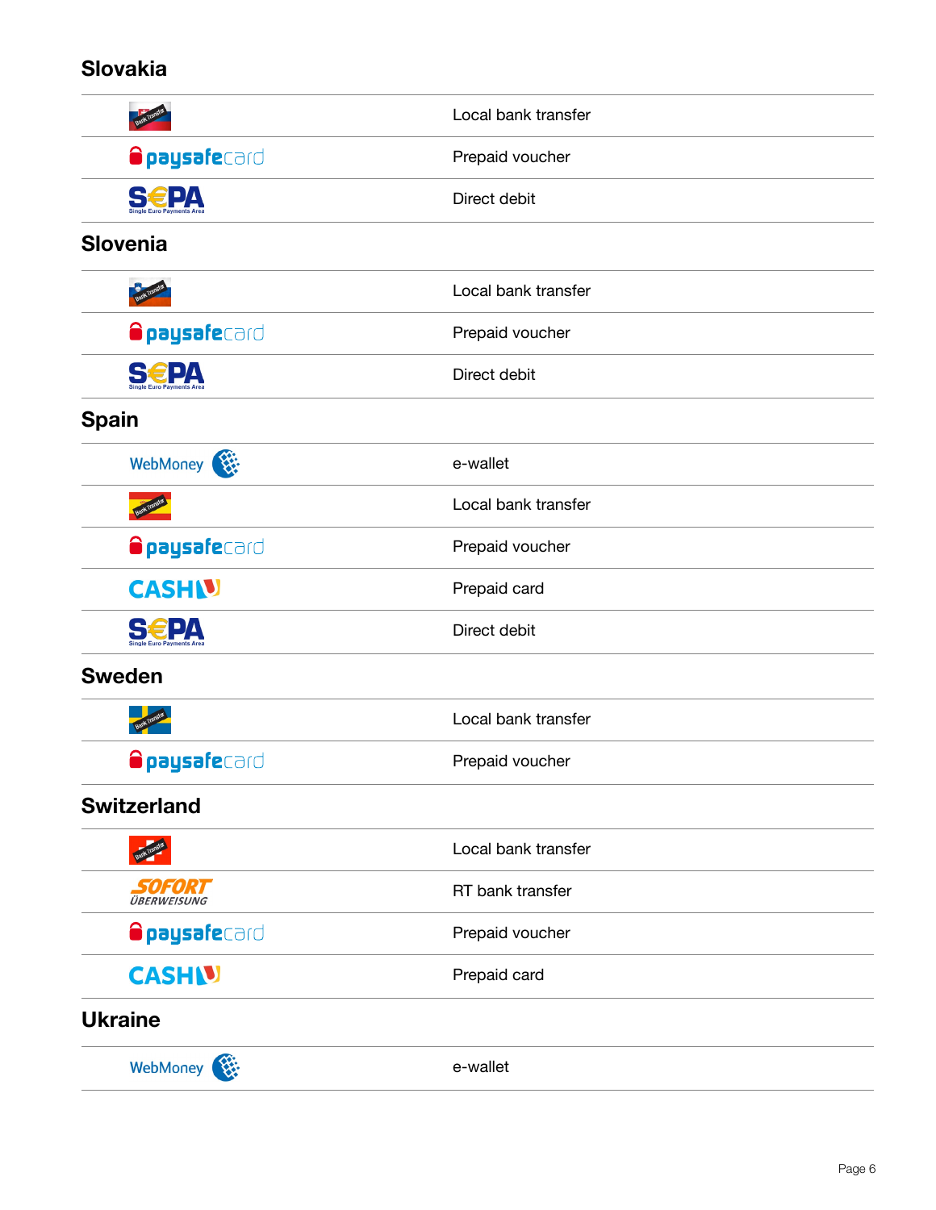## Slovakia

| | |
|---|---|
| Bank Transfer | Local bank transfer |
| paysafecard | Prepaid voucher |
| SEPA Single Euro Payments Area | Direct debit |

## Slovenia

| | |
|---|---|
| Bank Transfer | Local bank transfer |
| paysafecard | Prepaid voucher |
| SEPA Single Euro Payments Area | Direct debit |

## Spain

| | |
|---|---|
| WebMoney | e-wallet |
| Bank Transfer | Local bank transfer |
| paysafecard | Prepaid voucher |
| CASHU | Prepaid card |
| SEPA Single Euro Payments Area | Direct debit |

## Sweden

| | |
|---|---|
| Bank Transfer | Local bank transfer |
| paysafecard | Prepaid voucher |

## Switzerland

| | |
|---|---|
| Bank Transfer | Local bank transfer |
| SOFORT ÜBERWEISUNG | RT bank transfer |
| paysafecard | Prepaid voucher |
| CASHU | Prepaid card |

## Ukraine

| | |
|---|---|
| WebMoney | e-wallet |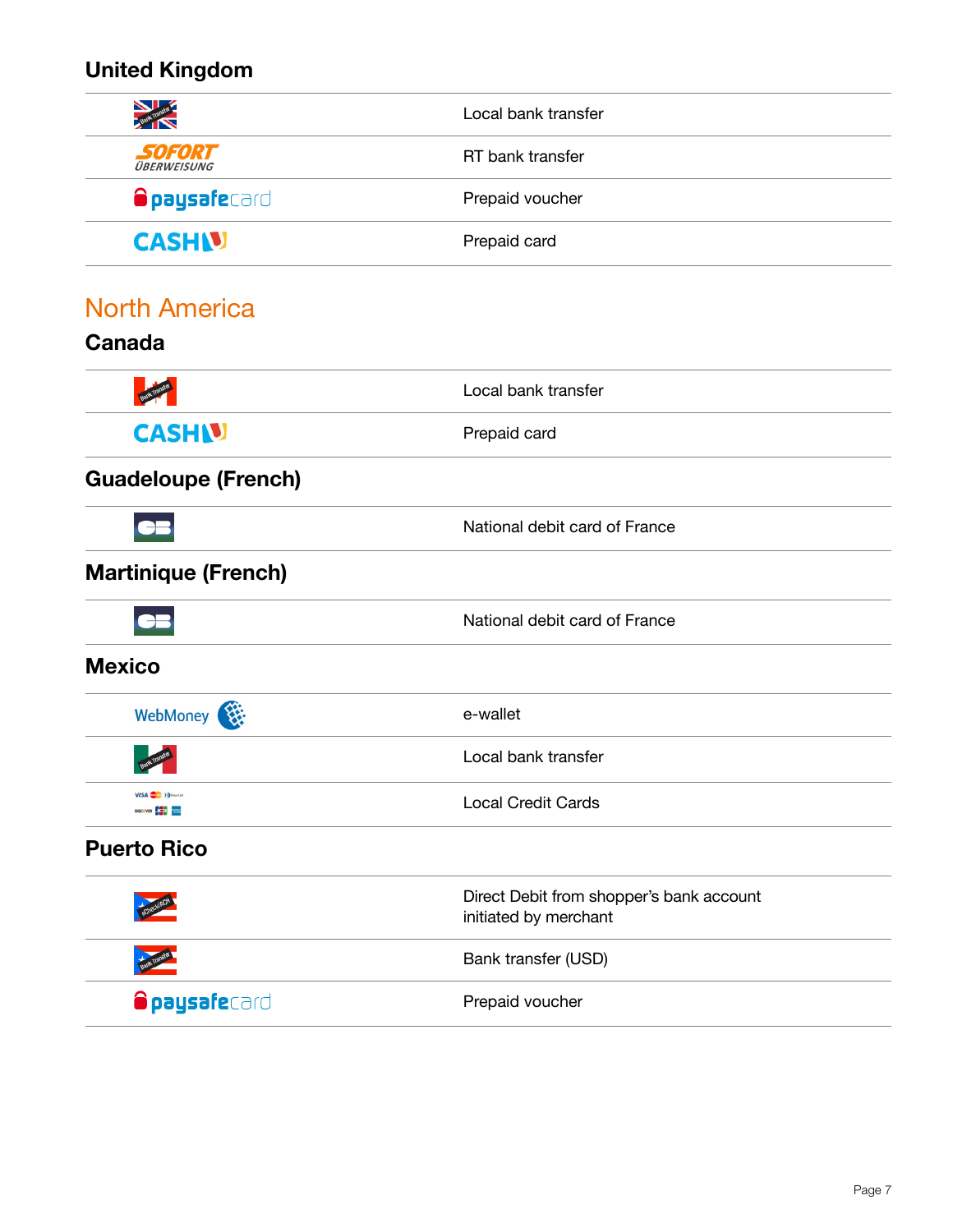## United Kingdom

| | |
|---|---|
| Bank Transfer | Local bank transfer |
| SOFORT ÜBERWEISUNG | RT bank transfer |
| paysafecard | Prepaid voucher |
| CASHU | Prepaid card |

# North America

## Canada

| | |
|---|---|
| Bank Transfer | Local bank transfer |
| CASHU | Prepaid card |

## Guadeloupe (French)

| | |
|---|---|
| CB | National debit card of France |

## Martinique (French)

| | |
|---|---|
| CB | National debit card of France |

## Mexico

| | |
|---|---|
| WebMoney | e-wallet |
| Bank Transfer | Local bank transfer |
| VISA, MasterCard, Diners Club, Discover, JCB, American Express | Local Credit Cards |

## Puerto Rico

| | |
|---|---|
| eCheck/ACH | Direct Debit from shopper's bank account initiated by merchant |
| Bank Transfer | Bank transfer (USD) |
| paysafecard | Prepaid voucher |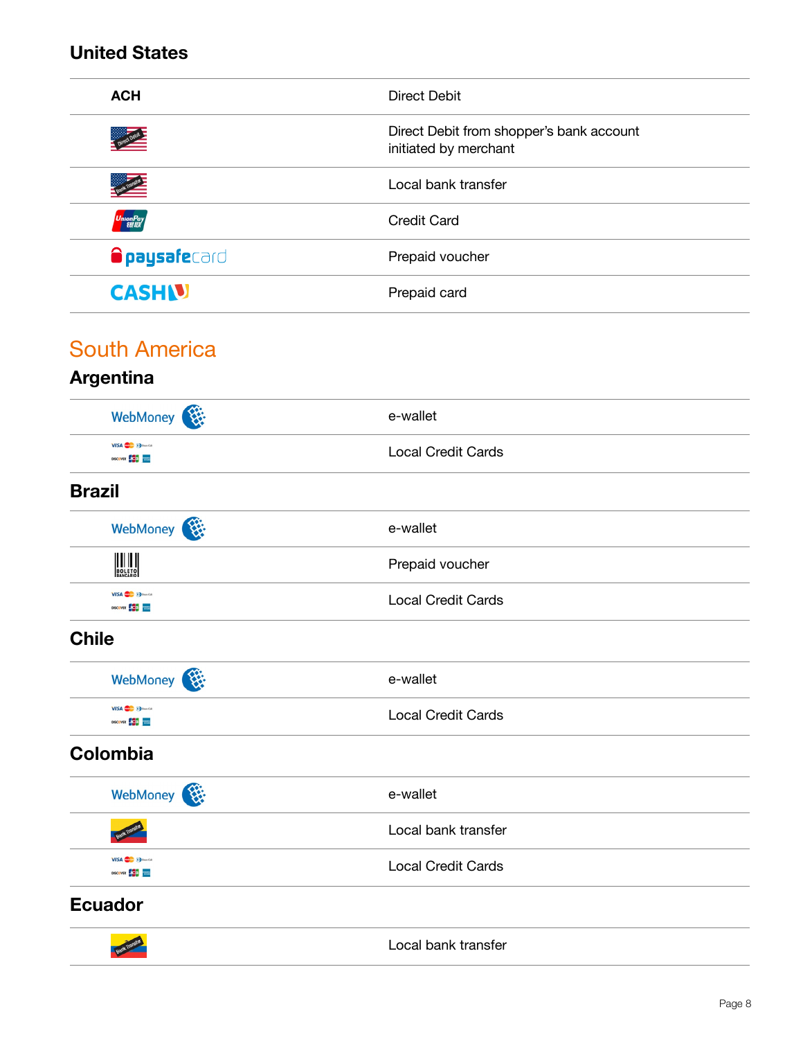## United States

| | |
|---|---|
| ACH | Direct Debit |
| Direct Debit | Direct Debit from shopper's bank account initiated by merchant |
| Bank Transfer | Local bank transfer |
| UnionPay 银联 | Credit Card |
| paysafecard | Prepaid voucher |
| CASHU | Prepaid card |

# South America

## Argentina

| | |
|---|---|
| WebMoney | e-wallet |
| VISA, Mastercard, Diners Club, Discover, JCB, American Express | Local Credit Cards |

## Brazil

| | |
|---|---|
| WebMoney | e-wallet |
| BOLETO BANCARIO | Prepaid voucher |
| VISA, Mastercard, Diners Club, Discover, JCB, American Express | Local Credit Cards |

## Chile

| | |
|---|---|
| WebMoney | e-wallet |
| VISA, Mastercard, Diners Club, Discover, JCB, American Express | Local Credit Cards |

## Colombia

| | |
|---|---|
| WebMoney | e-wallet |
| Bank Transfer | Local bank transfer |
| VISA, Mastercard, Diners Club, Discover, JCB, American Express | Local Credit Cards |

## Ecuador

| | |
|---|---|
| Bank Transfer | Local bank transfer |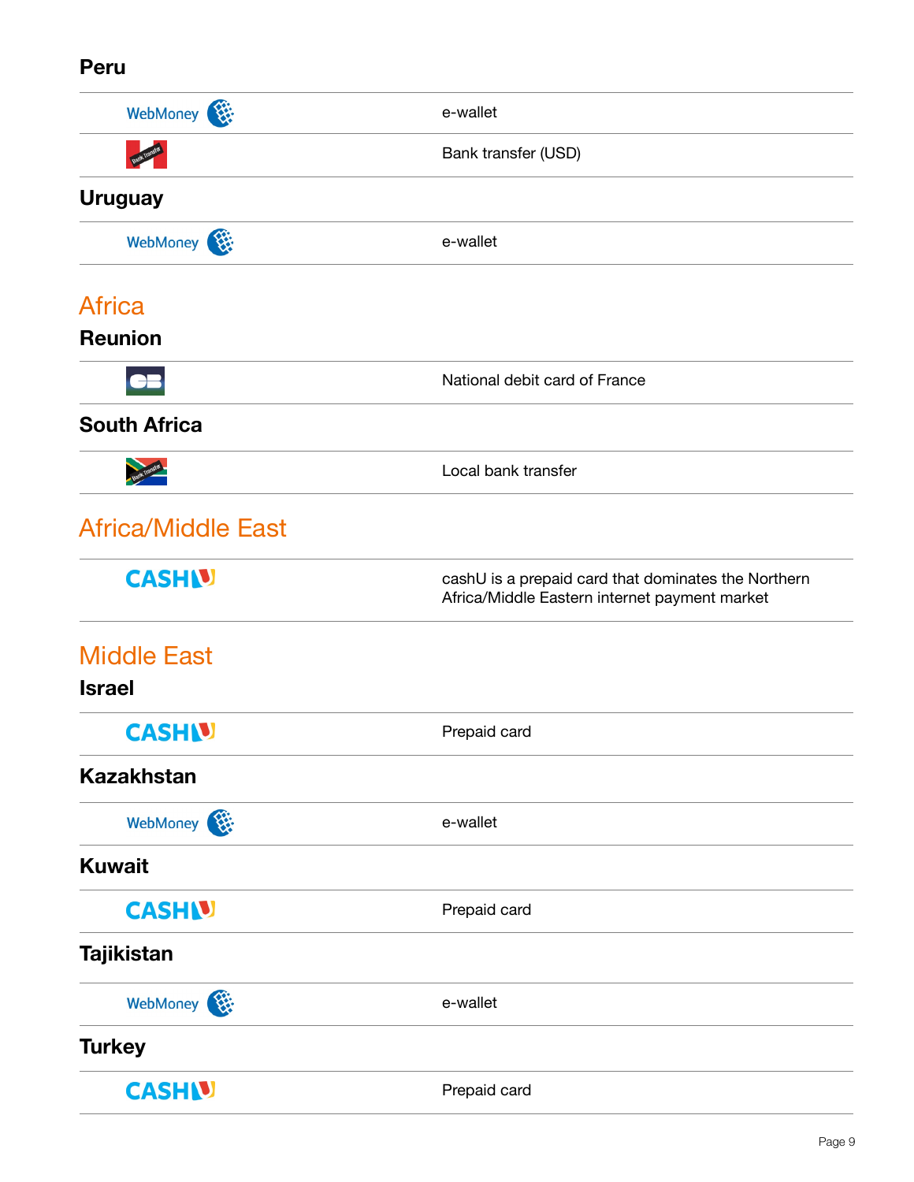### Peru

| | |
|---|---|
| WebMoney | e-wallet |
| | Bank transfer (USD) |

### Uruguay

| | |
|---|---|
| WebMoney | e-wallet |

## Africa

### Reunion

| | |
|---|---|
| CB | National debit card of France |

### South Africa

| | |
|---|---|
| | Local bank transfer |

## Africa/Middle East

| | |
|---|---|
| CASHU | cashU is a prepaid card that dominates the Northern Africa/Middle Eastern internet payment market |

## Middle East

### Israel

| | |
|---|---|
| CASHU | Prepaid card |

### Kazakhstan

| | |
|---|---|
| WebMoney | e-wallet |

### Kuwait

| | |
|---|---|
| CASHU | Prepaid card |

### Tajikistan

| | |
|---|---|
| WebMoney | e-wallet |

### Turkey

| | |
|---|---|
| CASHU | Prepaid card |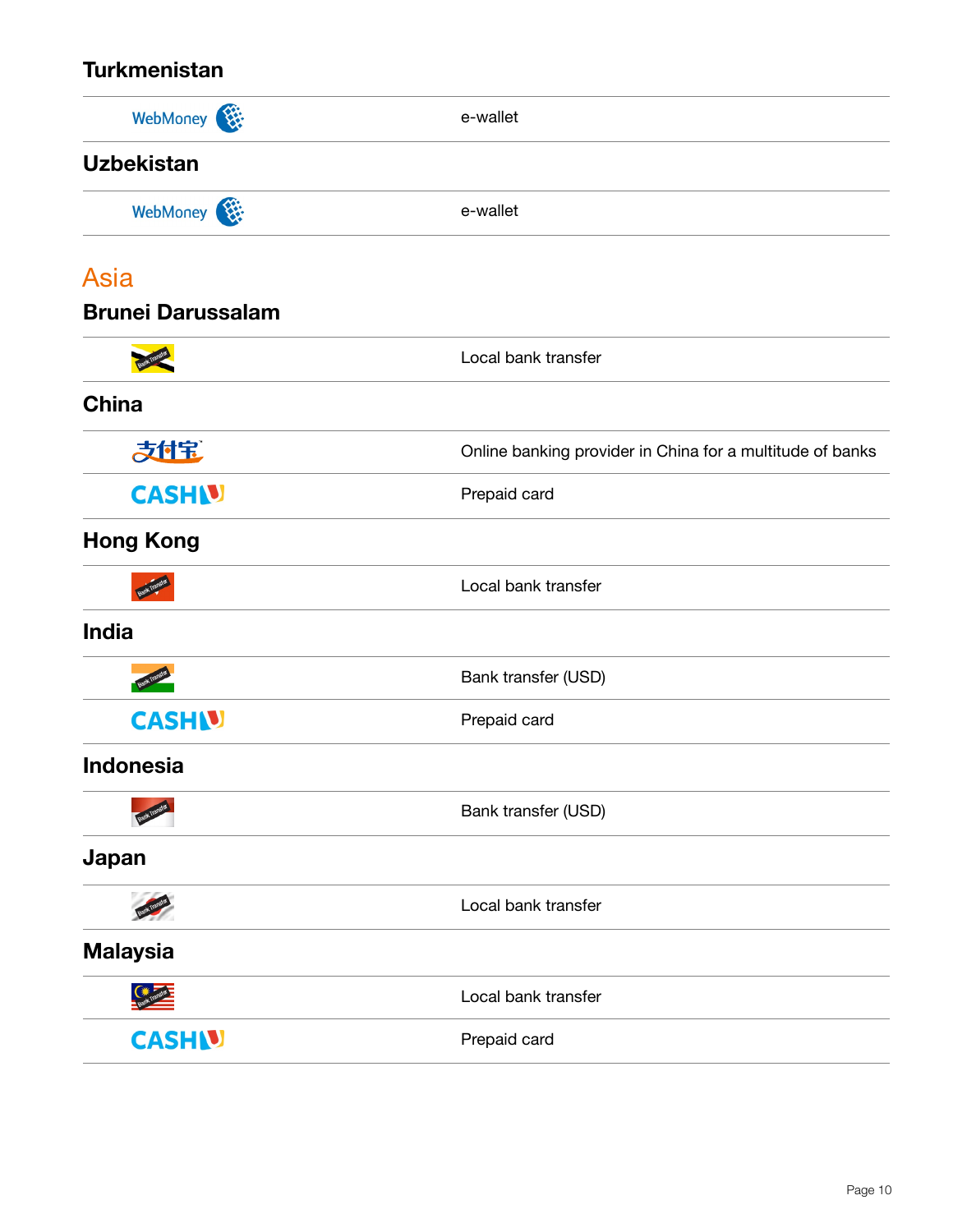## Turkmenistan

| | |
|---|---|
| WebMoney | e-wallet |

## Uzbekistan

| | |
|---|---|
| WebMoney | e-wallet |

# Asia

## Brunei Darussalam

| | |
|---|---|
| Bank Transfer | Local bank transfer |

## China

| | |
|---|---|
| 支付宝 | Online banking provider in China for a multitude of banks |
| CASHU | Prepaid card |

## Hong Kong

| | |
|---|---|
| Bank Transfer | Local bank transfer |

## India

| | |
|---|---|
| Bank Transfer | Bank transfer (USD) |
| CASHU | Prepaid card |

## Indonesia

| | |
|---|---|
| Bank Transfer | Bank transfer (USD) |

## Japan

| | |
|---|---|
| Bank Transfer | Local bank transfer |

## Malaysia

| | |
|---|---|
| Bank Transfer | Local bank transfer |
| CASHU | Prepaid card |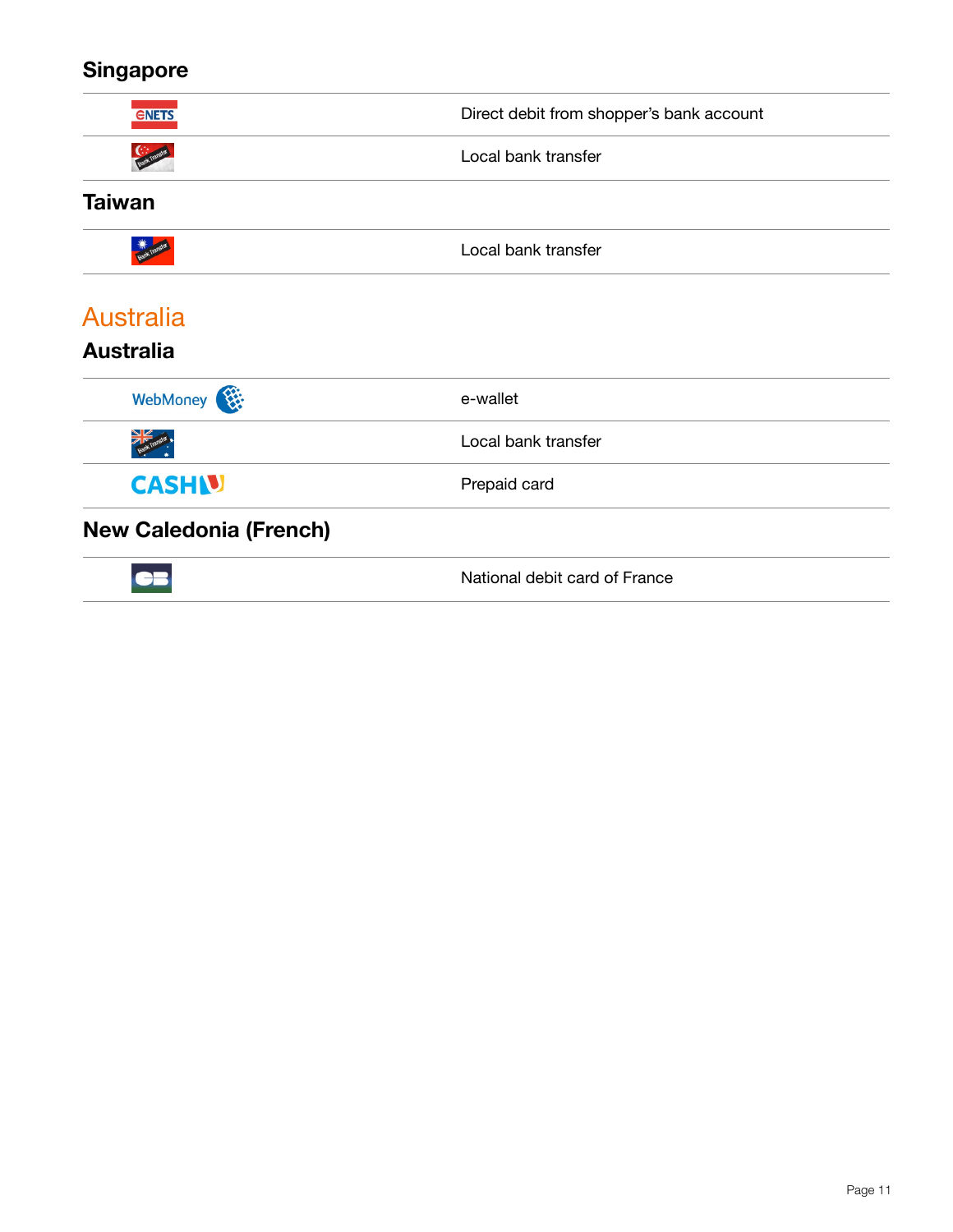### Singapore

| | |
|---|---|
| eNETS | Direct debit from shopper's bank account |
| Bank Transfer | Local bank transfer |

### Taiwan

| | |
|---|---|
| Bank Transfer | Local bank transfer |

## Australia

### Australia

| | |
|---|---|
| WebMoney | e-wallet |
| Bank Transfer | Local bank transfer |
| CASHU | Prepaid card |

### New Caledonia (French)

| | |
|---|---|
| CB | National debit card of France |